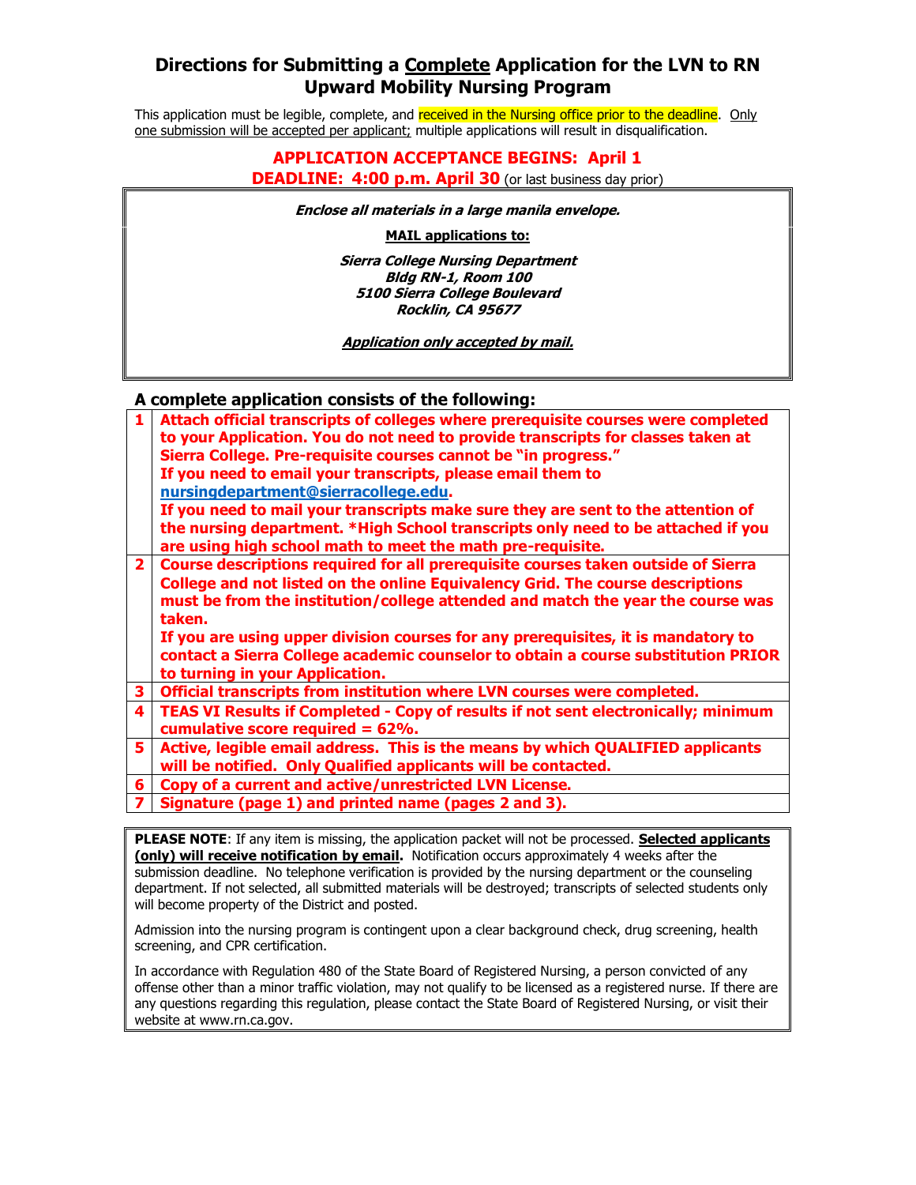# Directions for Submitting a Complete Application for the LVN to RN Upward Mobility Nursing Program

This application must be legible, complete, and received in the Nursing office prior to the deadline. Only one submission will be accepted per applicant; multiple applications will result in disqualification.

**APPLICATION ACCEPTANCE BEGINS: April 1**

**DEADLINE: 4:00 p.m. April 30** (or last business day prior)

***Enclose all materials in a large manila envelope.***

**MAIL applications to:**

***Sierra College Nursing Department***
***Bldg RN-1, Room 100***
***5100 Sierra College Boulevard***
***Rockin, CA 95677***

***Application only accepted by mail.***

## A complete application consists of the following:

| | |
|---|---|
| **1** | **Attach official transcripts of colleges where prerequisite courses were completed to your Application. You do not need to provide transcripts for classes taken at Sierra College. Pre-requisite courses cannot be "in progress."** **If you need to email your transcripts, please email them to nursingdepartment@sierracollege.edu.** **If you need to mail your transcripts make sure they are sent to the attention of the nursing department. *High School transcripts only need to be attached if you are using high school math to meet the math pre-requisite.** |
| **2** | **Course descriptions required for all prerequisite courses taken outside of Sierra College and not listed on the online Equivalency Grid. The course descriptions must be from the institution/college attended and match the year the course was taken.** **If you are using upper division courses for any prerequisites, it is mandatory to contact a Sierra College academic counselor to obtain a course substitution PRIOR to turning in your Application.** |
| **3** | **Official transcripts from institution where LVN courses were completed.** |
| **4** | **TEAS VI Results if Completed - Copy of results if not sent electronically; minimum cumulative score required = 62%.** |
| **5** | **Active, legible email address. This is the means by which QUALIFIED applicants will be notified. Only Qualified applicants will be contacted.** |
| **6** | **Copy of a current and active/unrestricted LVN License.** |
| **7** | **Signature (page 1) and printed name (pages 2 and 3).** |

**PLEASE NOTE**: If any item is missing, the application packet will not be processed. **Selected applicants (only) will receive notification by email.** Notification occurs approximately 4 weeks after the submission deadline. No telephone verification is provided by the nursing department or the counseling department. If not selected, all submitted materials will be destroyed; transcripts of selected students only will become property of the District and posted.

Admission into the nursing program is contingent upon a clear background check, drug screening, health screening, and CPR certification.

In accordance with Regulation 480 of the State Board of Registered Nursing, a person convicted of any offense other than a minor traffic violation, may not qualify to be licensed as a registered nurse. If there are any questions regarding this regulation, please contact the State Board of Registered Nursing, or visit their website at www.rn.ca.gov.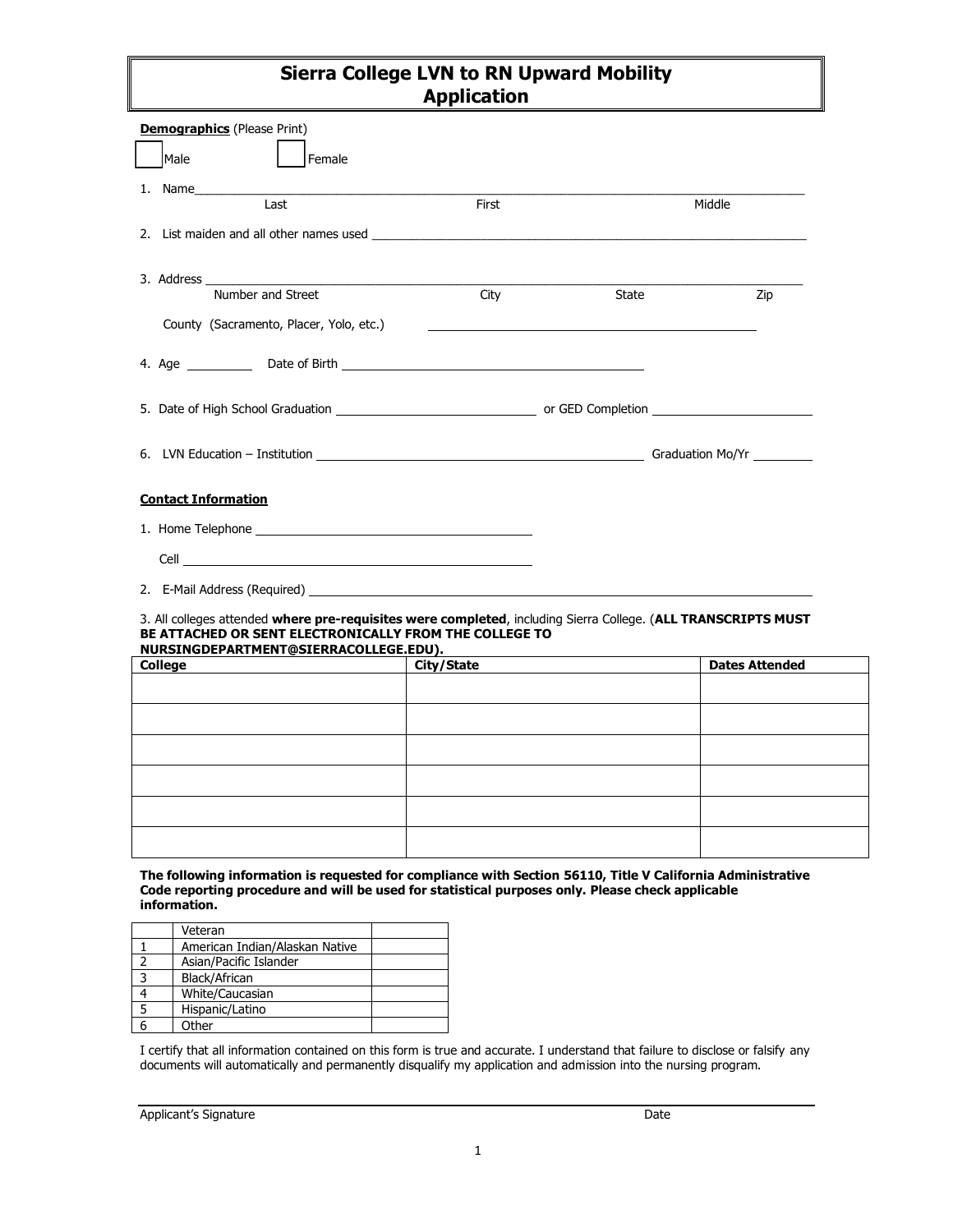# Sierra College LVN to RN Upward Mobility Application

**Demographics** (Please Print)

☐ Male ☐ Female

1. Name\_\_\_\_\_\_\_\_\_\_\_\_\_\_\_\_\_\_\_\_\_\_\_\_\_\_\_\_\_\_\_\_\_\_\_\_\_\_\_\_\_\_\_\_\_\_\_\_\_\_\_\_\_\_\_\_\_\_\_\_
   Last First Middle

2. List maiden and all other names used \_\_\_\_\_\_\_\_\_\_\_\_\_\_\_\_\_\_\_\_\_\_\_\_\_\_\_\_\_\_\_\_\_\_\_\_

3. Address \_\_\_\_\_\_\_\_\_\_\_\_\_\_\_\_\_\_\_\_\_\_\_\_\_\_\_\_\_\_\_\_\_\_\_\_\_\_\_\_\_\_\_\_\_\_\_\_\_\_\_\_\_\_\_\_\_\_\_\_
   Number and Street City State Zip

   County (Sacramento, Placer, Yolo, etc.) \_\_\_\_\_\_\_\_\_\_\_\_\_\_\_\_\_\_\_\_\_\_\_\_\_\_\_\_\_\_

4. Age \_\_\_\_\_\_\_\_ Date of Birth \_\_\_\_\_\_\_\_\_\_\_\_\_\_\_\_\_\_\_\_\_\_\_\_\_\_\_\_\_\_

5. Date of High School Graduation \_\_\_\_\_\_\_\_\_\_\_\_\_\_\_\_\_\_\_\_ or GED Completion \_\_\_\_\_\_\_\_\_\_\_\_\_\_\_\_

6. LVN Education – Institution \_\_\_\_\_\_\_\_\_\_\_\_\_\_\_\_\_\_\_\_\_\_\_\_\_\_\_\_\_\_\_\_ Graduation Mo/Yr \_\_\_\_\_\_\_\_

**Contact Information**

1. Home Telephone \_\_\_\_\_\_\_\_\_\_\_\_\_\_\_\_\_\_\_\_\_\_\_\_\_\_\_\_\_\_

   Cell \_\_\_\_\_\_\_\_\_\_\_\_\_\_\_\_\_\_\_\_\_\_\_\_\_\_\_\_\_\_

2. E-Mail Address (Required) \_\_\_\_\_\_\_\_\_\_\_\_\_\_\_\_\_\_\_\_\_\_\_\_\_\_\_\_\_\_\_\_\_\_\_\_\_\_\_\_

3. All colleges attended **where pre-requisites were completed**, including Sierra College. (**ALL TRANSCRIPTS MUST BE ATTACHED OR SENT ELECTRONICALLY FROM THE COLLEGE TO NURSINGDEPARTMENT@SIERRACOLLEGE.EDU).**

| College | City/State | Dates Attended |
|---|---|---|
| | | |
| | | |
| | | |
| | | |
| | | |
| | | |

**The following information is requested for compliance with Section 56110, Title V California Administrative Code reporting procedure and will be used for statistical purposes only. Please check applicable information.**

| | Veteran | |
|---|---|---|
| 1 | American Indian/Alaskan Native | |
| 2 | Asian/Pacific Islander | |
| 3 | Black/African | |
| 4 | White/Caucasian | |
| 5 | Hispanic/Latino | |
| 6 | Other | |

I certify that all information contained on this form is true and accurate. I understand that failure to disclose or falsify any documents will automatically and permanently disqualify my application and admission into the nursing program.

\_\_\_\_\_\_\_\_\_\_\_\_\_\_\_\_\_\_\_\_\_\_\_\_\_\_\_\_\_\_\_\_\_\_\_\_\_\_\_\_\_\_\_\_\_\_\_\_\_\_\_\_\_\_\_\_\_\_\_\_

Applicant's Signature Date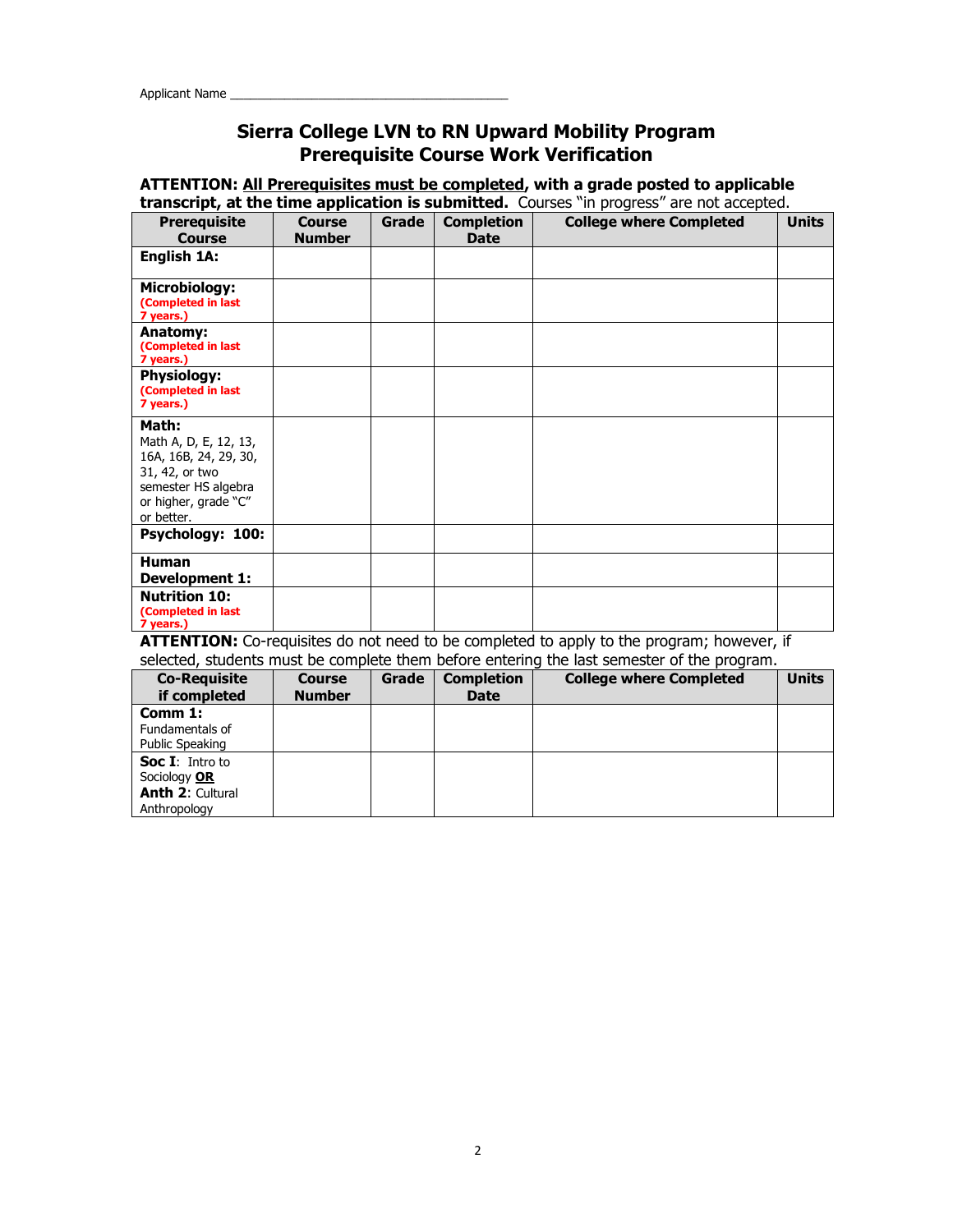Applicant Name ___________________________________________

# Sierra College LVN to RN Upward Mobility Program
## Prerequisite Course Work Verification

**ATTENTION:** **<u>All Prerequisites must be completed</u>, with a grade posted to applicable transcript, at the time application is submitted.** Courses "in progress" are not accepted.

| Prerequisite Course | Course Number | Grade | Completion Date | College where Completed | Units |
|---|---|---|---|---|---|
| **English 1A:** | | | | | |
| **Microbiology:** **(Completed in last 7 years.)** | | | | | |
| **Anatomy:** **(Completed in last 7 years.)** | | | | | |
| **Physiology:** **(Completed in last 7 years.)** | | | | | |
| **Math:** Math A, D, E, 12, 13, 16A, 16B, 24, 29, 30, 31, 42, or two semester HS algebra or higher, grade "C" or better. | | | | | |
| **Psychology: 100:** | | | | | |
| **Human Development 1:** | | | | | |
| **Nutrition 10:** **(Completed in last 7 years.)** | | | | | |

**ATTENTION:** Co-requisites do not need to be completed to apply to the program; however, if selected, students must be complete them before entering the last semester of the program.

| Co-Requisite if completed | Course Number | Grade | Completion Date | College where Completed | Units |
|---|---|---|---|---|---|
| **Comm 1:** Fundamentals of Public Speaking | | | | | |
| **Soc I**: Intro to Sociology **<u>OR</u>** **Anth 2**: Cultural Anthropology | | | | | |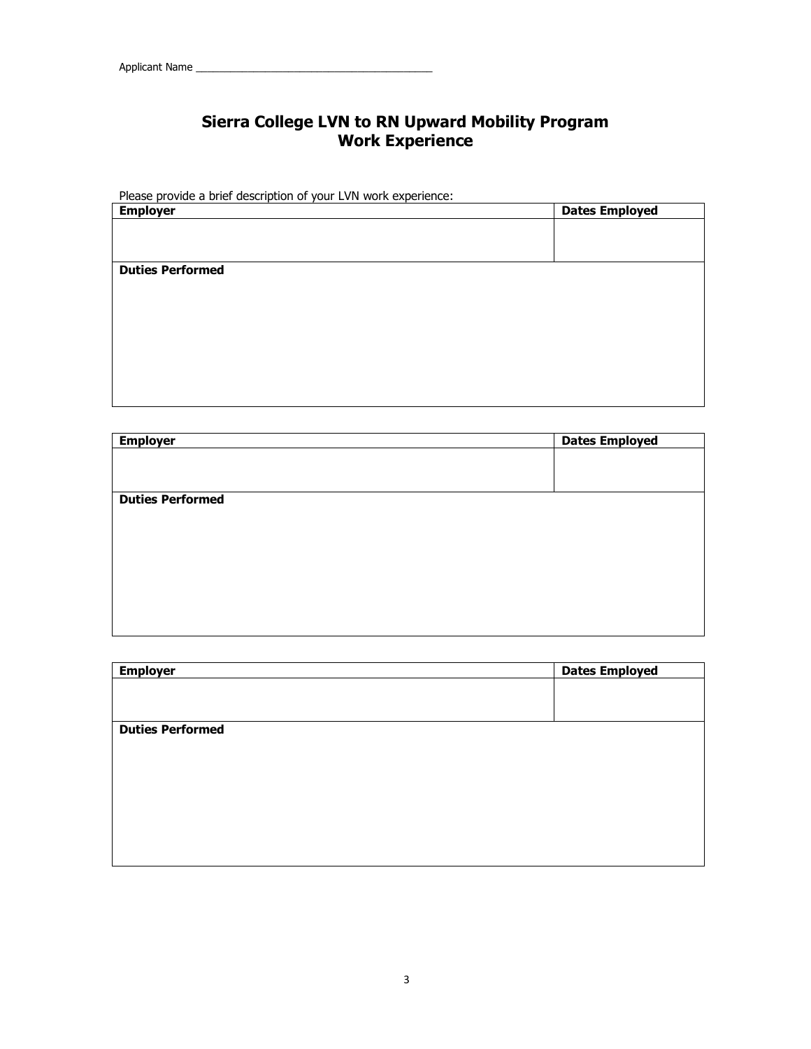Applicant Name ___________________________________________

## Sierra College LVN to RN Upward Mobility Program
## Work Experience

Please provide a brief description of your LVN work experience:

| Employer | Dates Employed |
|---|---|
| | |
| **Duties Performed** | |
| | |

| Employer | Dates Employed |
|---|---|
| | |
| **Duties Performed** | |
| | |

| Employer | Dates Employed |
|---|---|
| | |
| **Duties Performed** | |
| | |